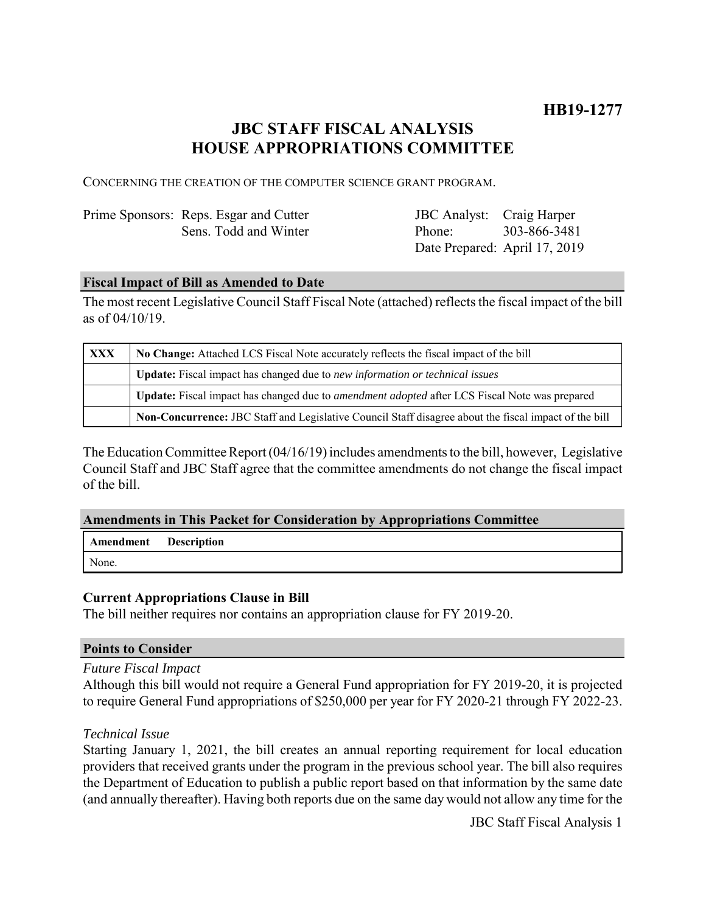**HB19-1277**

# JBC STAFF FISCAL ANALYSIS
# HOUSE APPROPRIATIONS COMMITTEE

CONCERNING THE CREATION OF THE COMPUTER SCIENCE GRANT PROGRAM.

| | | | |
|---|---|---|---|
| Prime Sponsors: | Reps. Esgar and Cutter | JBC Analyst: | Craig Harper |
| | Sens. Todd and Winter | Phone: | 303-866-3481 |
| | | Date Prepared: | April 17, 2019 |

## Fiscal Impact of Bill as Amended to Date

The most recent Legislative Council Staff Fiscal Note (attached) reflects the fiscal impact of the bill as of 04/10/19.

| | |
|---|---|
| **XXX** | **No Change:** Attached LCS Fiscal Note accurately reflects the fiscal impact of the bill |
| | **Update:** Fiscal impact has changed due to *new information or technical issues* |
| | **Update:** Fiscal impact has changed due to *amendment adopted* after LCS Fiscal Note was prepared |
| | **Non-Concurrence:** JBC Staff and Legislative Council Staff disagree about the fiscal impact of the bill |

The Education Committee Report (04/16/19) includes amendments to the bill, however, Legislative Council Staff and JBC Staff agree that the committee amendments do not change the fiscal impact of the bill.

## Amendments in This Packet for Consideration by Appropriations Committee

| Amendment | Description |
|---|---|
| None. | |

### Current Appropriations Clause in Bill

The bill neither requires nor contains an appropriation clause for FY 2019-20.

## Points to Consider

*Future Fiscal Impact*

Although this bill would not require a General Fund appropriation for FY 2019-20, it is projected to require General Fund appropriations of $250,000 per year for FY 2020-21 through FY 2022-23.

*Technical Issue*

Starting January 1, 2021, the bill creates an annual reporting requirement for local education providers that received grants under the program in the previous school year. The bill also requires the Department of Education to publish a public report based on that information by the same date (and annually thereafter). Having both reports due on the same day would not allow any time for the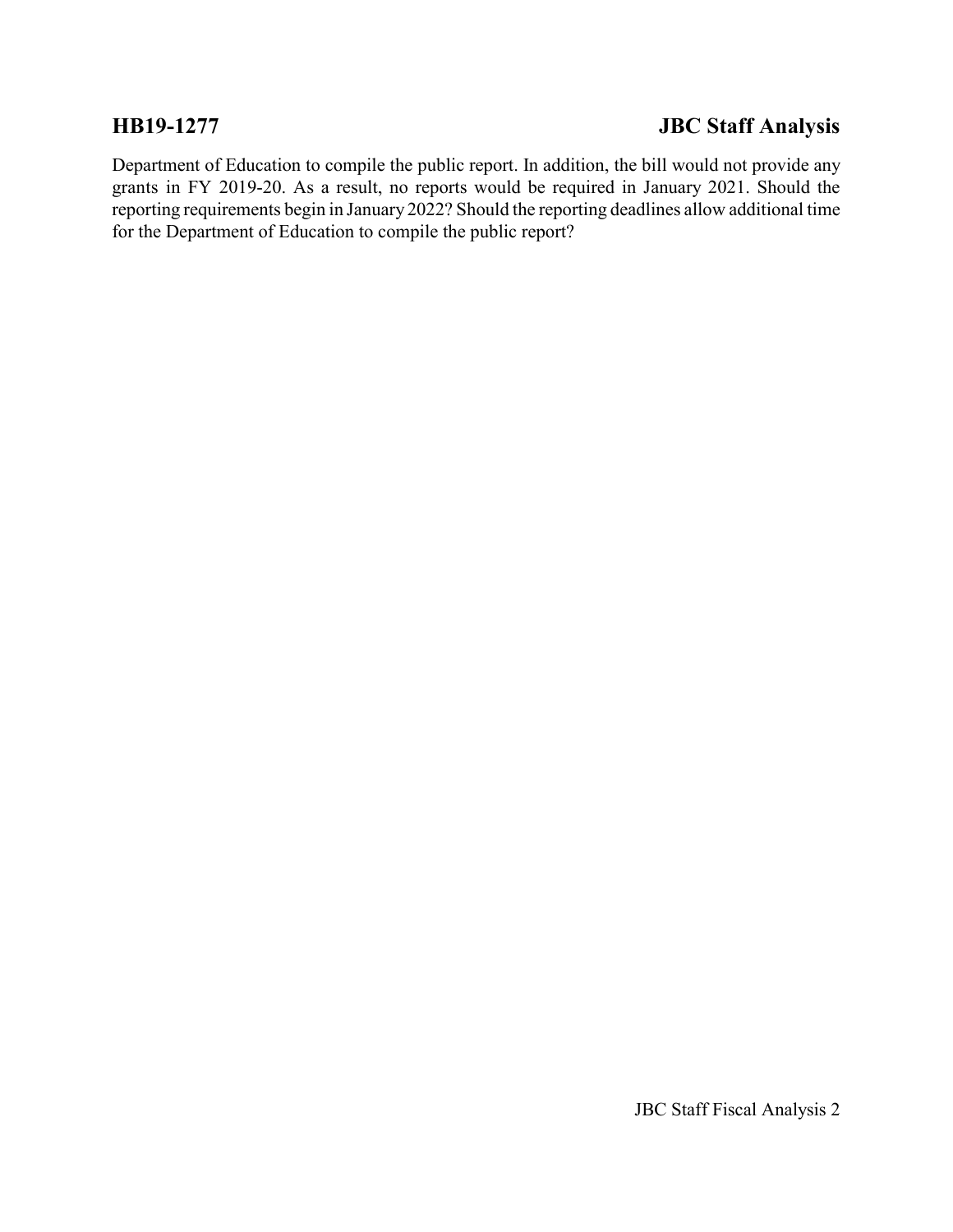Department of Education to compile the public report. In addition, the bill would not provide any grants in FY 2019-20. As a result, no reports would be required in January 2021. Should the reporting requirements begin in January 2022? Should the reporting deadlines allow additional time for the Department of Education to compile the public report?